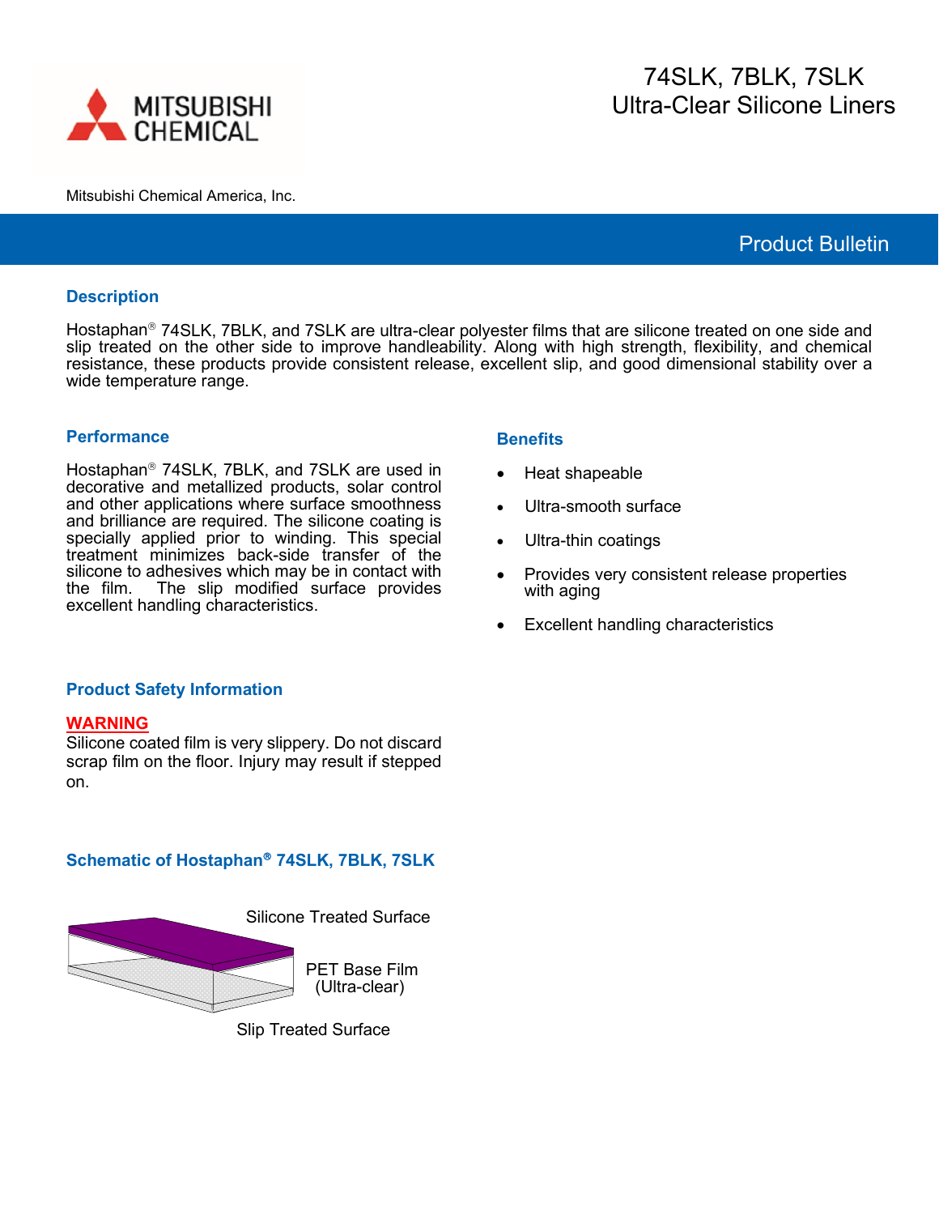MITSUBISHI CHEMICAL

Mitsubishi Chemical America, Inc.

# 74SLK, 7BLK, 7SLK
# Ultra-Clear Silicone Liners

Product Bulletin

## Description

Hostaphan® 74SLK, 7BLK, and 7SLK are ultra-clear polyester films that are silicone treated on one side and slip treated on the other side to improve handleability. Along with high strength, flexibility, and chemical resistance, these products provide consistent release, excellent slip, and good dimensional stability over a wide temperature range.

## Performance

Hostaphan® 74SLK, 7BLK, and 7SLK are used in decorative and metallized products, solar control and other applications where surface smoothness and brilliance are required. The silicone coating is specially applied prior to winding. This special treatment minimizes back-side transfer of the silicone to adhesives which may be in contact with the film. The slip modified surface provides excellent handling characteristics.

## Benefits

- Heat shapeable
- Ultra-smooth surface
- Ultra-thin coatings
- Provides very consistent release properties with aging
- Excellent handling characteristics

## Product Safety Information

**WARNING**

Silicone coated film is very slippery. Do not discard scrap film on the floor. Injury may result if stepped on.

## Schematic of Hostaphan® 74SLK, 7BLK, 7SLK

Silicone Treated Surface

PET Base Film (Ultra-clear)

Slip Treated Surface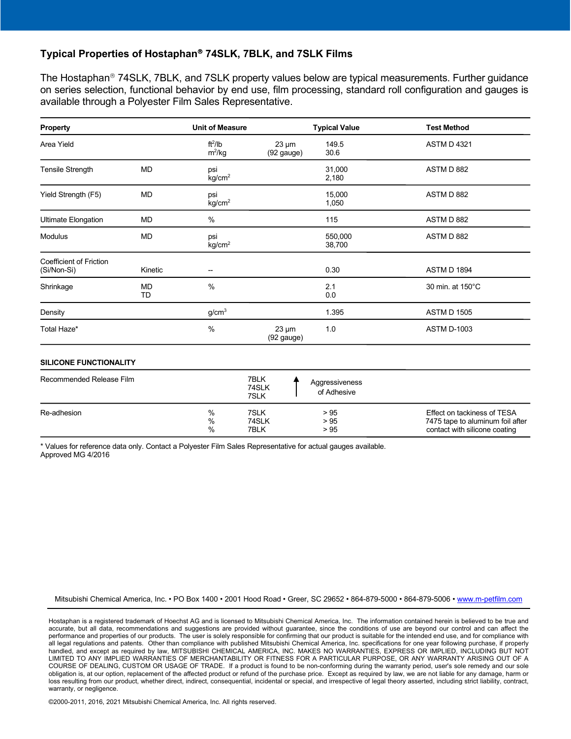## Typical Properties of Hostaphan® 74SLK, 7BLK, and 7SLK Films

The Hostaphan® 74SLK, 7BLK, and 7SLK property values below are typical measurements. Further guidance on series selection, functional behavior by end use, film processing, standard roll configuration and gauges is available through a Polyester Film Sales Representative.

| Property | | Unit of Measure | | Typical Value | Test Method |
|---|---|---|---|---|---|
| Area Yield | | $ft^2$/lb<br>$m^2$/kg | 23 µm<br>(92 gauge) | 149.5<br>30.6 | ASTM D 4321 |
| Tensile Strength | MD | psi<br>$kg/cm^2$ | | 31,000<br>2,180 | ASTM D 882 |
| Yield Strength (F5) | MD | psi<br>$kg/cm^2$ | | 15,000<br>1,050 | ASTM D 882 |
| Ultimate Elongation | MD | % | | 115 | ASTM D 882 |
| Modulus | MD | psi<br>$kg/cm^2$ | | 550,000<br>38,700 | ASTM D 882 |
| Coefficient of Friction (Si/Non-Si) | Kinetic | -- | | 0.30 | ASTM D 1894 |
| Shrinkage | MD<br>TD | % | | 2.1<br>0.0 | 30 min. at 150°C |
| Density | | $g/cm^3$ | | 1.395 | ASTM D 1505 |
| Total Haze* | | % | 23 µm<br>(92 gauge) | 1.0 | ASTM D-1003 |

**SILICONE FUNCTIONALITY**

| | | | | |
|---|---|---|---|---|
| Recommended Release Film | | 7BLK<br>74SLK<br>7SLK | ↑ Aggressiveness of Adhesive | |
| Re-adhesion | %<br>%<br>% | 7SLK<br>74SLK<br>7BLK | > 95<br>> 95<br>> 95 | Effect on tackiness of TESA 7475 tape to aluminum foil after contact with silicone coating |

\* Values for reference data only. Contact a Polyester Film Sales Representative for actual gauges available.
Approved MG 4/2016

Mitsubishi Chemical America, Inc. • PO Box 1400 • 2001 Hood Road • Greer, SC 29652 • 864-879-5000 • 864-879-5006 • www.m-petfilm.com

Hostaphan is a registered trademark of Hoechst AG and is licensed to Mitsubishi Chemical America, Inc. The information contained herein is believed to be true and accurate, but all data, recommendations and suggestions are provided without guarantee, since the conditions of use are beyond our control and can affect the performance and properties of our products. The user is solely responsible for confirming that our product is suitable for the intended end use, and for compliance with all legal regulations and patents. Other than compliance with published Mitsubishi Chemical America, Inc. specifications for one year following purchase, if properly handled, and except as required by law, MITSUBISHI CHEMICAL AMERICA, INC. MAKES NO WARRANTIES, EXPRESS OR IMPLIED, INCLUDING BUT NOT LIMITED TO ANY IMPLIED WARRANTIES OF MERCHANTABILITY OR FITNESS FOR A PARTICULAR PURPOSE, OR ANY WARRANTY ARISING OUT OF A COURSE OF DEALING, CUSTOM OR USAGE OF TRADE. If a product is found to be non-conforming during the warranty period, user's sole remedy and our sole obligation is, at our option, replacement of the affected product or refund of the purchase price. Except as required by law, we are not liable for any damage, harm or loss resulting from our product, whether direct, indirect, consequential, incidental or special, and irrespective of legal theory asserted, including strict liability, contract, warranty, or negligence.

©2000-2011, 2016, 2021 Mitsubishi Chemical America, Inc. All rights reserved.